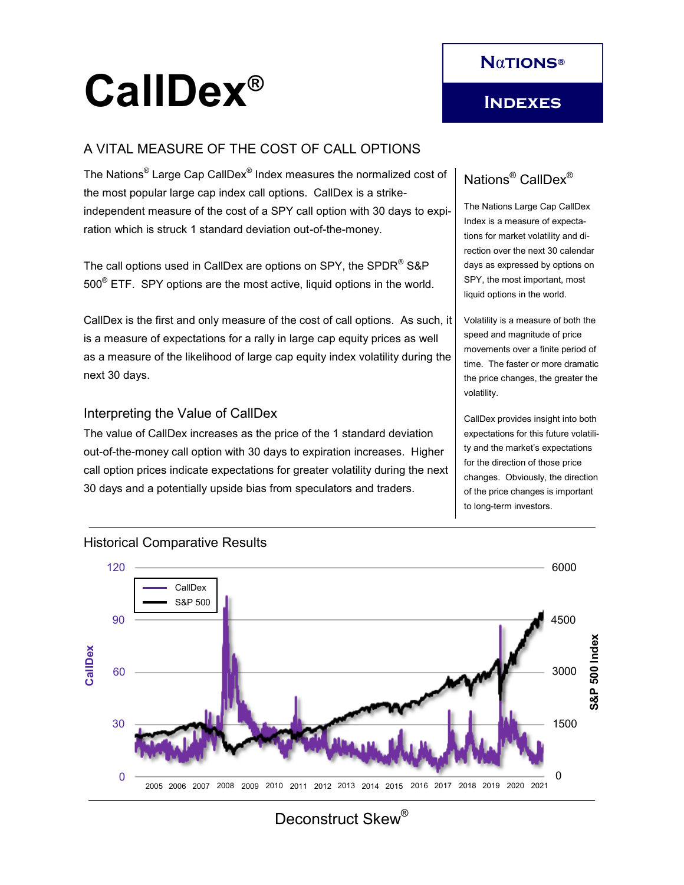# CallDex®

**NαTIONS®**

**INDEXES**

## A VITAL MEASURE OF THE COST OF CALL OPTIONS

The Nations® Large Cap CallDex® Index measures the normalized cost of the most popular large cap index call options. CallDex is a strike-independent measure of the cost of a SPY call option with 30 days to expiration which is struck 1 standard deviation out-of-the-money.

The call options used in CallDex are options on SPY, the SPDR® S&P 500® ETF. SPY options are the most active, liquid options in the world.

CallDex is the first and only measure of the cost of call options. As such, it is a measure of expectations for a rally in large cap equity prices as well as a measure of the likelihood of large cap equity index volatility during the next 30 days.

### Interpreting the Value of CallDex

The value of CallDex increases as the price of the 1 standard deviation out-of-the-money call option with 30 days to expiration increases. Higher call option prices indicate expectations for greater volatility during the next 30 days and a potentially upside bias from speculators and traders.

### Nations® CallDex®

The Nations Large Cap CallDex Index is a measure of expectations for market volatility and direction over the next 30 calendar days as expressed by options on SPY, the most important, most liquid options in the world.

Volatility is a measure of both the speed and magnitude of price movements over a finite period of time. The faster or more dramatic the price changes, the greater the volatility.

CallDex provides insight into both expectations for this future volatility and the market's expectations for the direction of those price changes. Obviously, the direction of the price changes is important to long-term investors.

### Historical Comparative Results

Legend: CallDex, S&P 500. Left axis: CallDex (0–120). Right axis: S&P 500 Index (0–6000). X-axis: 2005–2021.

Deconstruct Skew®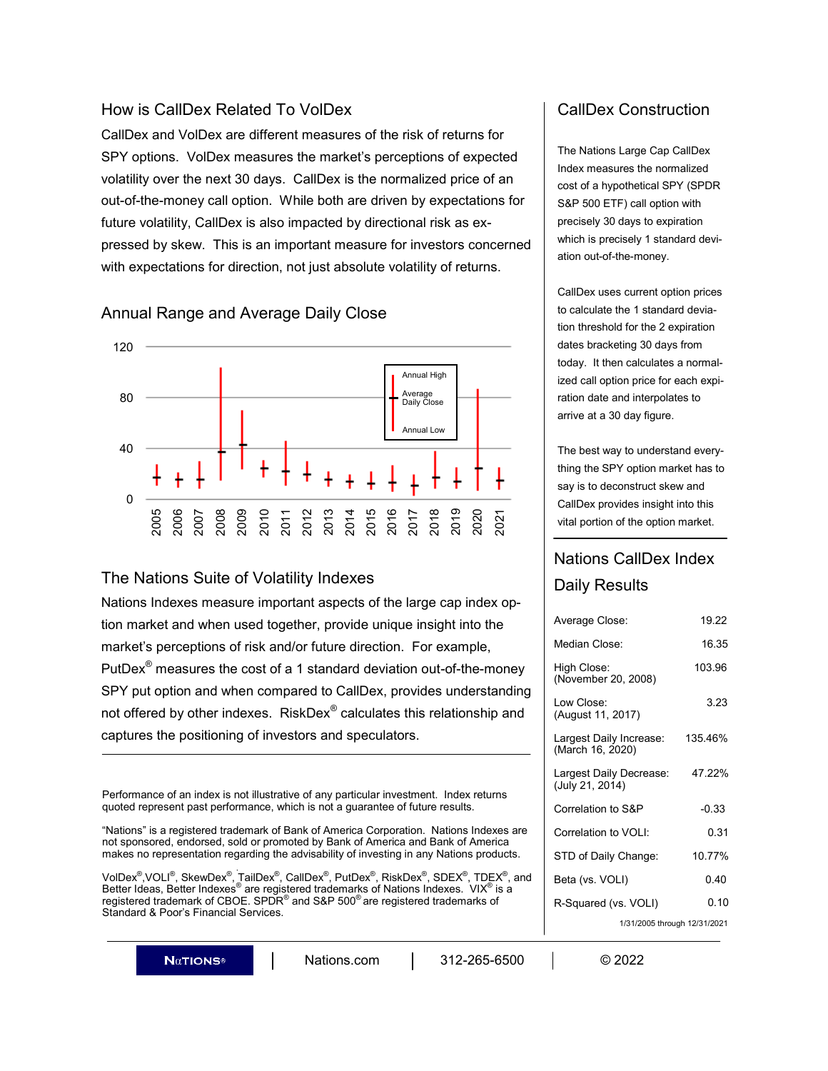## How is CallDex Related To VolDex

CallDex and VolDex are different measures of the risk of returns for SPY options. VolDex measures the market's perceptions of expected volatility over the next 30 days. CallDex is the normalized price of an out-of-the-money call option. While both are driven by expectations for future volatility, CallDex is also impacted by directional risk as expressed by skew. This is an important measure for investors concerned with expectations for direction, not just absolute volatility of returns.

### Annual Range and Average Daily Close

120
80
40
0

2005 2006 2007 2008 2009 2010 2011 2012 2013 2014 2015 2016 2017 2018 2019 2020 2021

Annual High
Average Daily Close
Annual Low

## The Nations Suite of Volatility Indexes

Nations Indexes measure important aspects of the large cap index option market and when used together, provide unique insight into the market's perceptions of risk and/or future direction. For example, PutDex® measures the cost of a 1 standard deviation out-of-the-money SPY put option and when compared to CallDex, provides understanding not offered by other indexes. RiskDex® calculates this relationship and captures the positioning of investors and speculators.

---

Performance of an index is not illustrative of any particular investment. Index returns quoted represent past performance, which is not a guarantee of future results.

"Nations" is a registered trademark of Bank of America Corporation. Nations Indexes are not sponsored, endorsed, sold or promoted by Bank of America and Bank of America makes no representation regarding the advisability of investing in any Nations products.

VolDex®,VOLI®, SkewDex®, TailDex®, CallDex®, PutDex®, RiskDex®, SDEX®, TDEX®, and Better Ideas, Better Indexes® are registered trademarks of Nations Indexes. VIX® is a registered trademark of CBOE. SPDR® and S&P 500® are registered trademarks of Standard & Poor's Financial Services.

## CallDex Construction

The Nations Large Cap CallDex Index measures the normalized cost of a hypothetical SPY (SPDR S&P 500 ETF) call option with precisely 30 days to expiration which is precisely 1 standard deviation out-of-the-money.

CallDex uses current option prices to calculate the 1 standard deviation threshold for the 2 expiration dates bracketing 30 days from today. It then calculates a normalized call option price for each expiration date and interpolates to arrive at a 30 day figure.

The best way to understand everything the SPY option market has to say is to deconstruct skew and CallDex provides insight into this vital portion of the option market.

## Nations CallDex Index Daily Results

| | |
|---|---|
| Average Close: | 19.22 |
| Median Close: | 16.35 |
| High Close: (November 20, 2008) | 103.96 |
| Low Close: (August 11, 2017) | 3.23 |
| Largest Daily Increase: (March 16, 2020) | 135.46% |
| Largest Daily Decrease: (July 21, 2014) | 47.22% |
| Correlation to S&P | -0.33 |
| Correlation to VOLI: | 0.31 |
| STD of Daily Change: | 10.77% |
| Beta (vs. VOLI) | 0.40 |
| R-Squared (vs. VOLI) | 0.10 |

1/31/2005 through 12/31/2021

NATIONS® | Nations.com | 312-265-6500 | © 2022